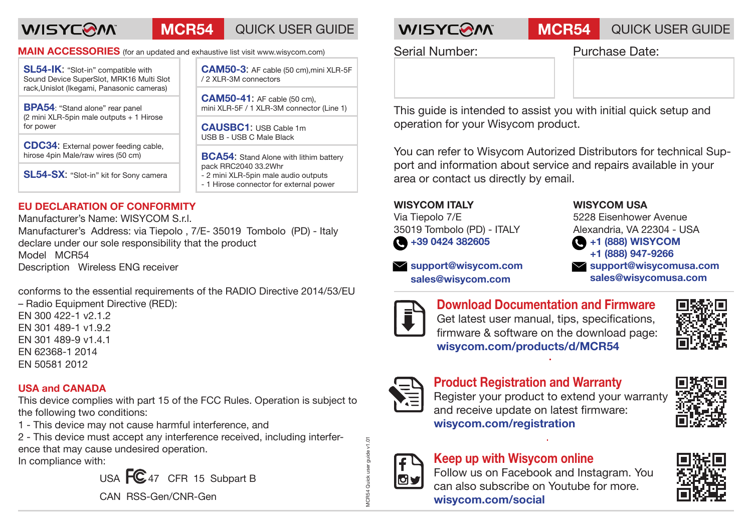# WISYCOM MCR54 QUICK USER GUIDE

## MAIN ACCESSORIES (for an updated and exhaustive list visit www.wisycom.com)

**SL54-IK**: "Slot-in" compatible with Sound Device SuperSlot, MRK16 Multi Slot rack,Unislot (Ikegami, Panasonic cameras)

**BPA54**: "Stand alone" rear panel (2 mini XLR-5pin male outputs + 1 Hirose for power

**CDC34**: External power feeding cable, hirose 4pin Male/raw wires (50 cm)

**SL54-SX**: "Slot-in" kit for Sony camera

**CAM50-3**: AF cable (50 cm),mini XLR-5F / 2 XLR-3M connectors

**CAM50-41**: AF cable (50 cm), mini XLR-5F / 1 XLR-3M connector (Line 1)

**CAUSBC1**: USB Cable 1m USB B - USB C Male Black

**BCA54**: Stand Alone with lithim battery pack RRC2040 33.2Whr
- 2 mini XLR-5pin male audio outputs
- 1 Hirose connector for external power

## EU DECLARATION OF CONFORMITY

Manufacturer's Name: WISYCOM S.r.l.
Manufacturer's Address: via Tiepolo , 7/E- 35019 Tombolo (PD) - Italy
declare under our sole responsibility that the product
Model MCR54
Description Wireless ENG receiver

conforms to the essential requirements of the RADIO Directive 2014/53/EU
– Radio Equipment Directive (RED):
EN 300 422-1 v2.1.2
EN 301 489-1 v1.9.2
EN 301 489-9 v1.4.1
EN 62368-1 2014
EN 50581 2012

## USA and CANADA

This device complies with part 15 of the FCC Rules. Operation is subject to the following two conditions:
1 - This device may not cause harmful interference, and
2 - This device must accept any interference received, including interference that may cause undesired operation.
In compliance with:

USA FC 47 CFR 15 Subpart B

CAN RSS-Gen/CNR-Gen

MCR54 Quick user guide v1.01

---

# WISYCOM MCR54 QUICK USER GUIDE

Serial Number:

Purchase Date:

This guide is intended to assist you with initial quick setup and operation for your Wisycom product.

You can refer to Wisycom Autorized Distributors for technical Support and information about service and repairs available in your area or contact us directly by email.

**WISYCOM ITALY**
Via Tiepolo 7/E
35019 Tombolo (PD) - ITALY
+39 0424 382605
support@wisycom.com
sales@wisycom.com

**WISYCOM USA**
5228 Eisenhower Avenue
Alexandria, VA 22304 - USA
+1 (888) WISYCOM
+1 (888) 947-9266
support@wisycomusa.com
sales@wisycomusa.com

## Download Documentation and Firmware

Get latest user manual, tips, specifications, firmware & software on the download page:
**wisycom.com/products/d/MCR54**

## Product Registration and Warranty

Register your product to extend your warranty and receive update on latest firmware:
**wisycom.com/registration**

## Keep up with Wisycom online

Follow us on Facebook and Instagram. You can also subscribe on Youtube for more.
**wisycom.com/social**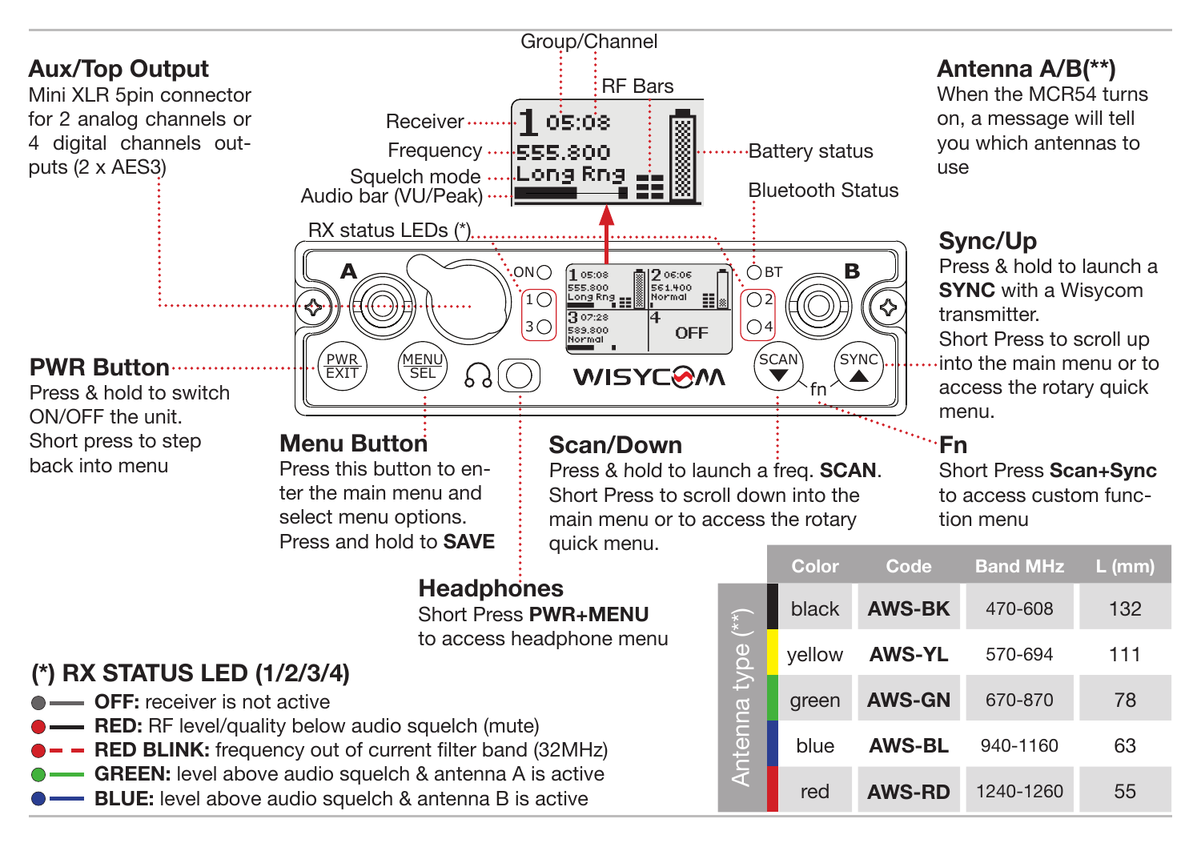## Aux/Top Output

Mini XLR 5pin connector for 2 analog channels or 4 digital channels outputs (2 x AES3)

Group/Channel

RF Bars

Receiver

Frequency

Squelch mode

Audio bar (VU/Peak)

Battery status

Bluetooth Status

RX status LEDs (*)

## Antenna A/B(**)

When the MCR54 turns on, a message will tell you which antennas to use

## Sync/Up

Press & hold to launch a **SYNC** with a Wisycom transmitter.
Short Press to scroll up into the main menu or to access the rotary quick menu.

## PWR Button

Press & hold to switch ON/OFF the unit.
Short press to step back into menu

## Menu Button

Press this button to enter the main menu and select menu options.
Press and hold to **SAVE**

## Scan/Down

Press & hold to launch a freq. **SCAN**.
Short Press to scroll down into the main menu or to access the rotary quick menu.

## Fn

Short Press **Scan+Sync** to access custom function menu

## Headphones

Short Press **PWR+MENU** to access headphone menu

## (*) RX STATUS LED (1/2/3/4)

- **OFF:** receiver is not active
- **RED:** RF level/quality below audio squelch (mute)
- **RED BLINK:** frequency out of current filter band (32MHz)
- **GREEN:** level above audio squelch & antenna A is active
- **BLUE:** level above audio squelch & antenna B is active

Antenna type (**)

| Color | Code | Band MHz | L (mm) |
|---|---|---|---|
| black | AWS-BK | 470-608 | 132 |
| yellow | AWS-YL | 570-694 | 111 |
| green | AWS-GN | 670-870 | 78 |
| blue | AWS-BL | 940-1160 | 63 |
| red | AWS-RD | 1240-1260 | 55 |